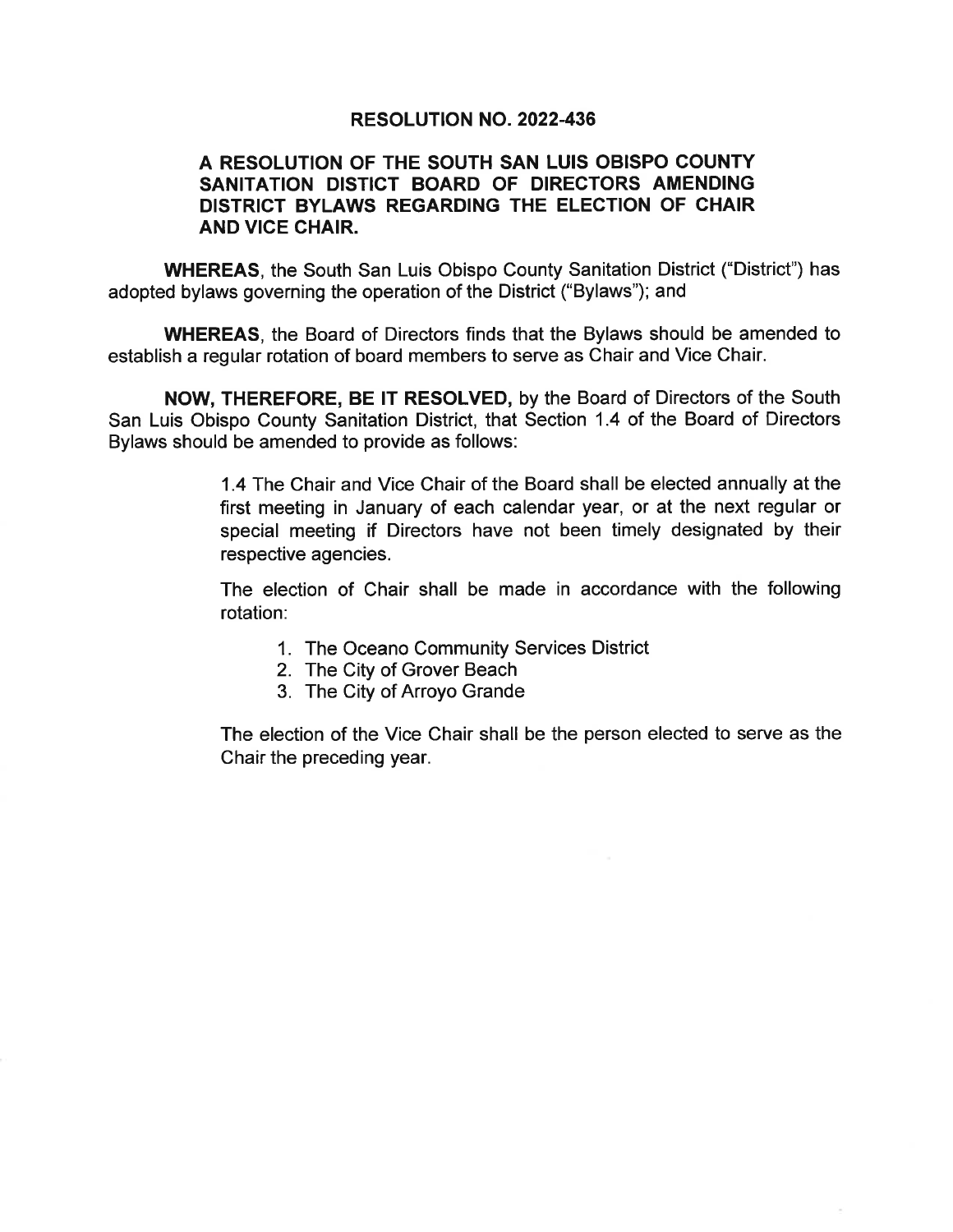# RESOLUTION NO. 2022-436

## A RESOLUTION OF THE SOUTH SAN LUIS OBISPO COUNTY SANITATION DISTICT BOARD OF DIRECTORS AMENDING DISTRICT BYLAWS REGARDING THE ELECTION OF CHAIR AND VICE CHAIR.

**WHEREAS**, the South San Luis Obispo County Sanitation District ("District") has adopted bylaws governing the operation of the District ("Bylaws"); and

**WHEREAS**, the Board of Directors finds that the Bylaws should be amended to establish a regular rotation of board members to serve as Chair and Vice Chair.

**NOW, THEREFORE, BE IT RESOLVED,** by the Board of Directors of the South San Luis Obispo County Sanitation District, that Section 1.4 of the Board of Directors Bylaws should be amended to provide as follows:

> 1.4 The Chair and Vice Chair of the Board shall be elected annually at the first meeting in January of each calendar year, or at the next regular or special meeting if Directors have not been timely designated by their respective agencies.
>
> The election of Chair shall be made in accordance with the following rotation:
>
> 1. The Oceano Community Services District
> 2. The City of Grover Beach
> 3. The City of Arroyo Grande
>
> The election of the Vice Chair shall be the person elected to serve as the Chair the preceding year.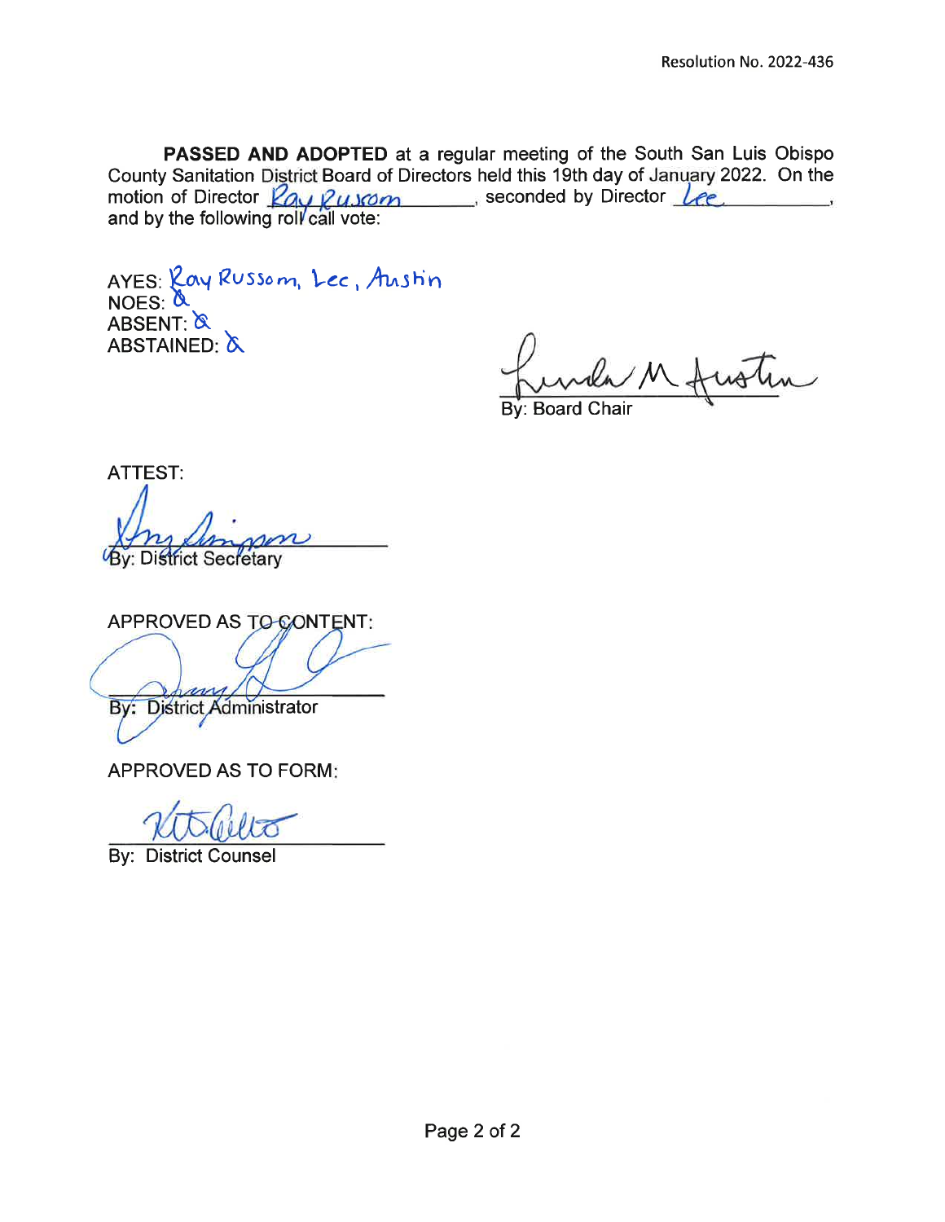Resolution No. 2022-436

**PASSED AND ADOPTED** at a regular meeting of the South San Luis Obispo County Sanitation District Board of Directors held this 19th day of January 2022. On the motion of Director Ray Russom, seconded by Director Lee, and by the following roll call vote:

AYES: Ray Russom, Lee, Austin
NOES: Ø
ABSENT: Ø
ABSTAINED: Ø

By: Board Chair

ATTEST:

By: District Secretary

APPROVED AS TO CONTENT:

By: District Administrator

APPROVED AS TO FORM:

By: District Counsel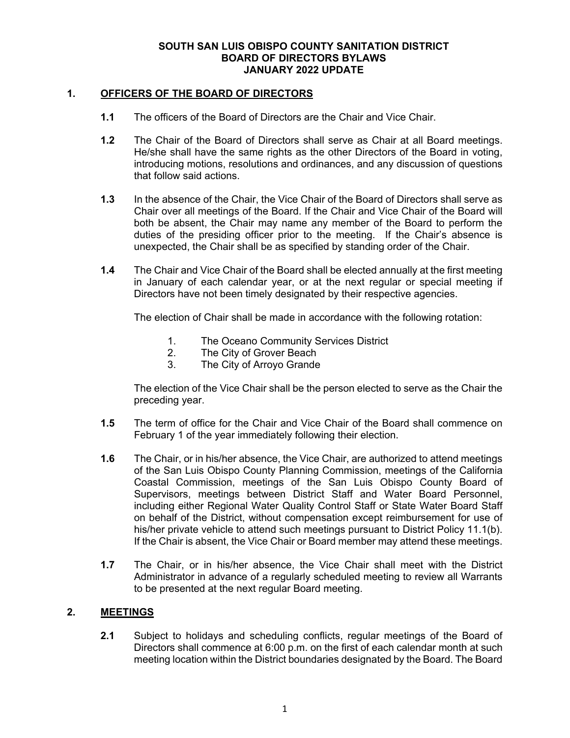**SOUTH SAN LUIS OBISPO COUNTY SANITATION DISTRICT**
**BOARD OF DIRECTORS BYLAWS**
**JANUARY 2022 UPDATE**

## 1. OFFICERS OF THE BOARD OF DIRECTORS

**1.1** The officers of the Board of Directors are the Chair and Vice Chair.

**1.2** The Chair of the Board of Directors shall serve as Chair at all Board meetings. He/she shall have the same rights as the other Directors of the Board in voting, introducing motions, resolutions and ordinances, and any discussion of questions that follow said actions.

**1.3** In the absence of the Chair, the Vice Chair of the Board of Directors shall serve as Chair over all meetings of the Board. If the Chair and Vice Chair of the Board will both be absent, the Chair may name any member of the Board to perform the duties of the presiding officer prior to the meeting. If the Chair's absence is unexpected, the Chair shall be as specified by standing order of the Chair.

**1.4** The Chair and Vice Chair of the Board shall be elected annually at the first meeting in January of each calendar year, or at the next regular or special meeting if Directors have not been timely designated by their respective agencies.

The election of Chair shall be made in accordance with the following rotation:

1. The Oceano Community Services District
2. The City of Grover Beach
3. The City of Arroyo Grande

The election of the Vice Chair shall be the person elected to serve as the Chair the preceding year.

**1.5** The term of office for the Chair and Vice Chair of the Board shall commence on February 1 of the year immediately following their election.

**1.6** The Chair, or in his/her absence, the Vice Chair, are authorized to attend meetings of the San Luis Obispo County Planning Commission, meetings of the California Coastal Commission, meetings of the San Luis Obispo County Board of Supervisors, meetings between District Staff and Water Board Personnel, including either Regional Water Quality Control Staff or State Water Board Staff on behalf of the District, without compensation except reimbursement for use of his/her private vehicle to attend such meetings pursuant to District Policy 11.1(b). If the Chair is absent, the Vice Chair or Board member may attend these meetings.

**1.7** The Chair, or in his/her absence, the Vice Chair shall meet with the District Administrator in advance of a regularly scheduled meeting to review all Warrants to be presented at the next regular Board meeting.

## 2. MEETINGS

**2.1** Subject to holidays and scheduling conflicts, regular meetings of the Board of Directors shall commence at 6:00 p.m. on the first of each calendar month at such meeting location within the District boundaries designated by the Board. The Board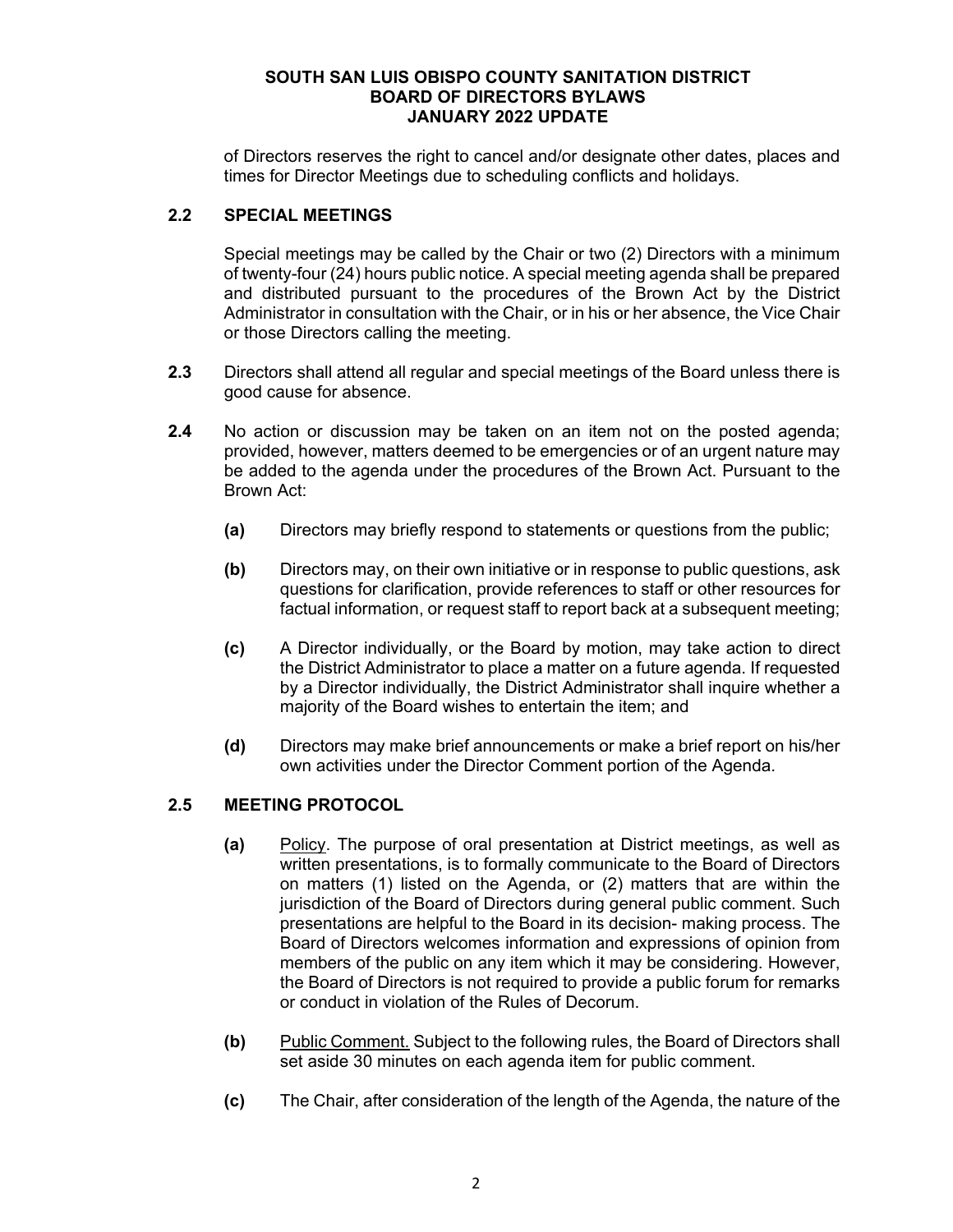of Directors reserves the right to cancel and/or designate other dates, places and times for Director Meetings due to scheduling conflicts and holidays.

### 2.2 SPECIAL MEETINGS

Special meetings may be called by the Chair or two (2) Directors with a minimum of twenty-four (24) hours public notice. A special meeting agenda shall be prepared and distributed pursuant to the procedures of the Brown Act by the District Administrator in consultation with the Chair, or in his or her absence, the Vice Chair or those Directors calling the meeting.

**2.3** Directors shall attend all regular and special meetings of the Board unless there is good cause for absence.

**2.4** No action or discussion may be taken on an item not on the posted agenda; provided, however, matters deemed to be emergencies or of an urgent nature may be added to the agenda under the procedures of the Brown Act. Pursuant to the Brown Act:

- **(a)** Directors may briefly respond to statements or questions from the public;
- **(b)** Directors may, on their own initiative or in response to public questions, ask questions for clarification, provide references to staff or other resources for factual information, or request staff to report back at a subsequent meeting;
- **(c)** A Director individually, or the Board by motion, may take action to direct the District Administrator to place a matter on a future agenda. If requested by a Director individually, the District Administrator shall inquire whether a majority of the Board wishes to entertain the item; and
- **(d)** Directors may make brief announcements or make a brief report on his/her own activities under the Director Comment portion of the Agenda.

### 2.5 MEETING PROTOCOL

- **(a)** Policy. The purpose of oral presentation at District meetings, as well as written presentations, is to formally communicate to the Board of Directors on matters (1) listed on the Agenda, or (2) matters that are within the jurisdiction of the Board of Directors during general public comment. Such presentations are helpful to the Board in its decision- making process. The Board of Directors welcomes information and expressions of opinion from members of the public on any item which it may be considering. However, the Board of Directors is not required to provide a public forum for remarks or conduct in violation of the Rules of Decorum.
- **(b)** Public Comment. Subject to the following rules, the Board of Directors shall set aside 30 minutes on each agenda item for public comment.
- **(c)** The Chair, after consideration of the length of the Agenda, the nature of the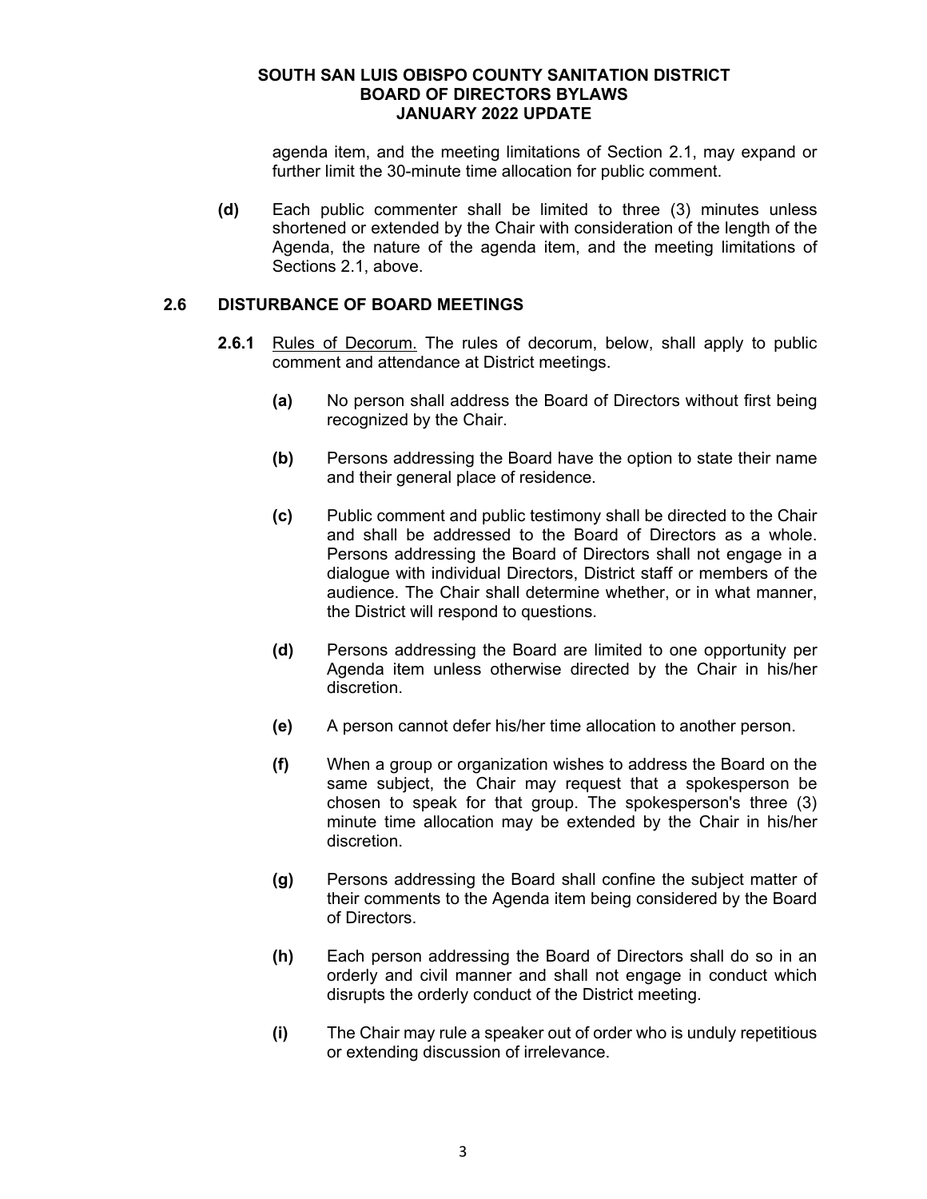agenda item, and the meeting limitations of Section 2.1, may expand or further limit the 30-minute time allocation for public comment.

**(d)** Each public commenter shall be limited to three (3) minutes unless shortened or extended by the Chair with consideration of the length of the Agenda, the nature of the agenda item, and the meeting limitations of Sections 2.1, above.

## 2.6 DISTURBANCE OF BOARD MEETINGS

**2.6.1** Rules of Decorum. The rules of decorum, below, shall apply to public comment and attendance at District meetings.

**(a)** No person shall address the Board of Directors without first being recognized by the Chair.

**(b)** Persons addressing the Board have the option to state their name and their general place of residence.

**(c)** Public comment and public testimony shall be directed to the Chair and shall be addressed to the Board of Directors as a whole. Persons addressing the Board of Directors shall not engage in a dialogue with individual Directors, District staff or members of the audience. The Chair shall determine whether, or in what manner, the District will respond to questions.

**(d)** Persons addressing the Board are limited to one opportunity per Agenda item unless otherwise directed by the Chair in his/her discretion.

**(e)** A person cannot defer his/her time allocation to another person.

**(f)** When a group or organization wishes to address the Board on the same subject, the Chair may request that a spokesperson be chosen to speak for that group. The spokesperson's three (3) minute time allocation may be extended by the Chair in his/her discretion.

**(g)** Persons addressing the Board shall confine the subject matter of their comments to the Agenda item being considered by the Board of Directors.

**(h)** Each person addressing the Board of Directors shall do so in an orderly and civil manner and shall not engage in conduct which disrupts the orderly conduct of the District meeting.

**(i)** The Chair may rule a speaker out of order who is unduly repetitious or extending discussion of irrelevance.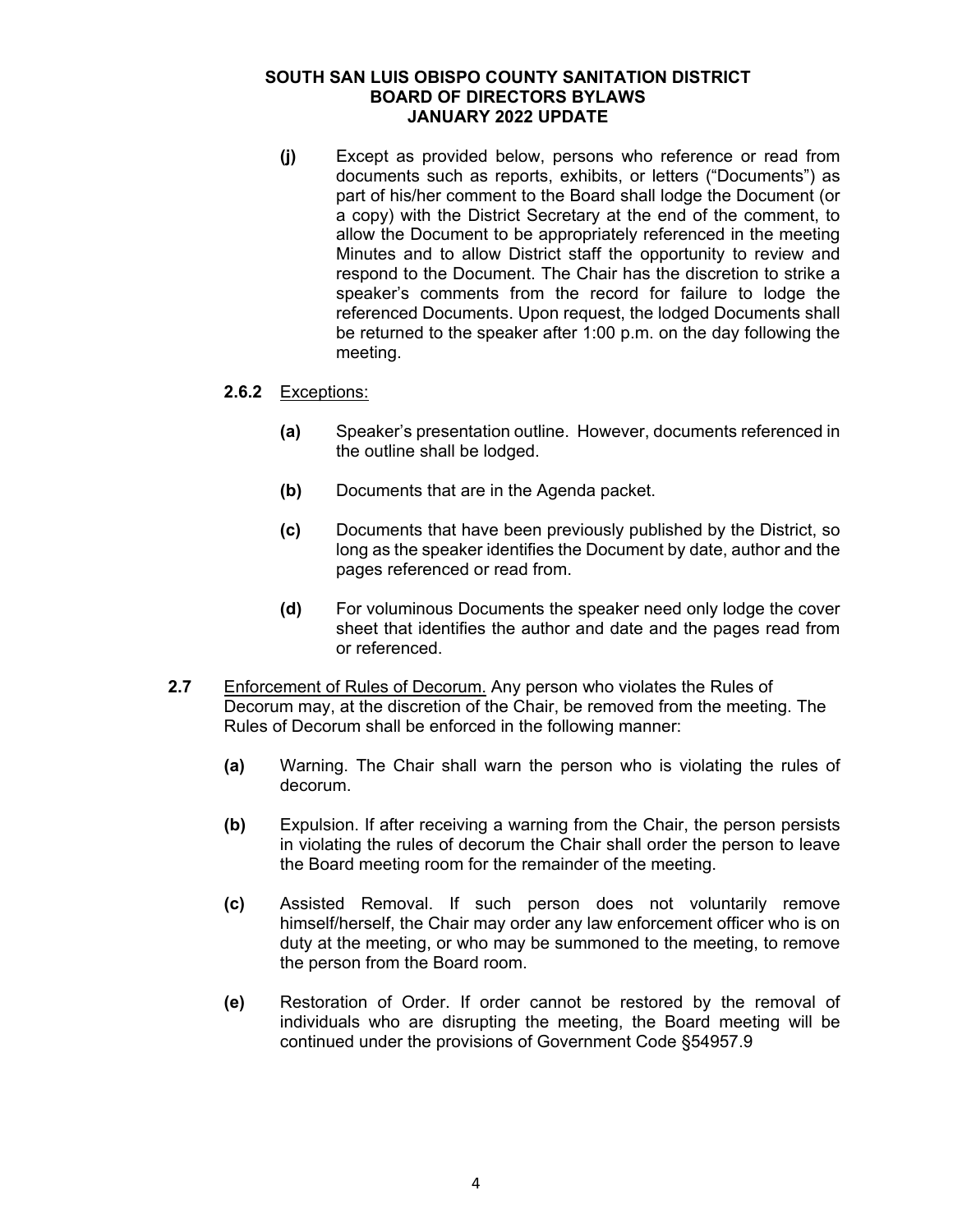**(j)** Except as provided below, persons who reference or read from documents such as reports, exhibits, or letters ("Documents") as part of his/her comment to the Board shall lodge the Document (or a copy) with the District Secretary at the end of the comment, to allow the Document to be appropriately referenced in the meeting Minutes and to allow District staff the opportunity to review and respond to the Document. The Chair has the discretion to strike a speaker's comments from the record for failure to lodge the referenced Documents. Upon request, the lodged Documents shall be returned to the speaker after 1:00 p.m. on the day following the meeting.

**2.6.2** Exceptions:

**(a)** Speaker's presentation outline. However, documents referenced in the outline shall be lodged.

**(b)** Documents that are in the Agenda packet.

**(c)** Documents that have been previously published by the District, so long as the speaker identifies the Document by date, author and the pages referenced or read from.

**(d)** For voluminous Documents the speaker need only lodge the cover sheet that identifies the author and date and the pages read from or referenced.

**2.7** Enforcement of Rules of Decorum. Any person who violates the Rules of Decorum may, at the discretion of the Chair, be removed from the meeting. The Rules of Decorum shall be enforced in the following manner:

**(a)** Warning. The Chair shall warn the person who is violating the rules of decorum.

**(b)** Expulsion. If after receiving a warning from the Chair, the person persists in violating the rules of decorum the Chair shall order the person to leave the Board meeting room for the remainder of the meeting.

**(c)** Assisted Removal. If such person does not voluntarily remove himself/herself, the Chair may order any law enforcement officer who is on duty at the meeting, or who may be summoned to the meeting, to remove the person from the Board room.

**(e)** Restoration of Order. If order cannot be restored by the removal of individuals who are disrupting the meeting, the Board meeting will be continued under the provisions of Government Code §54957.9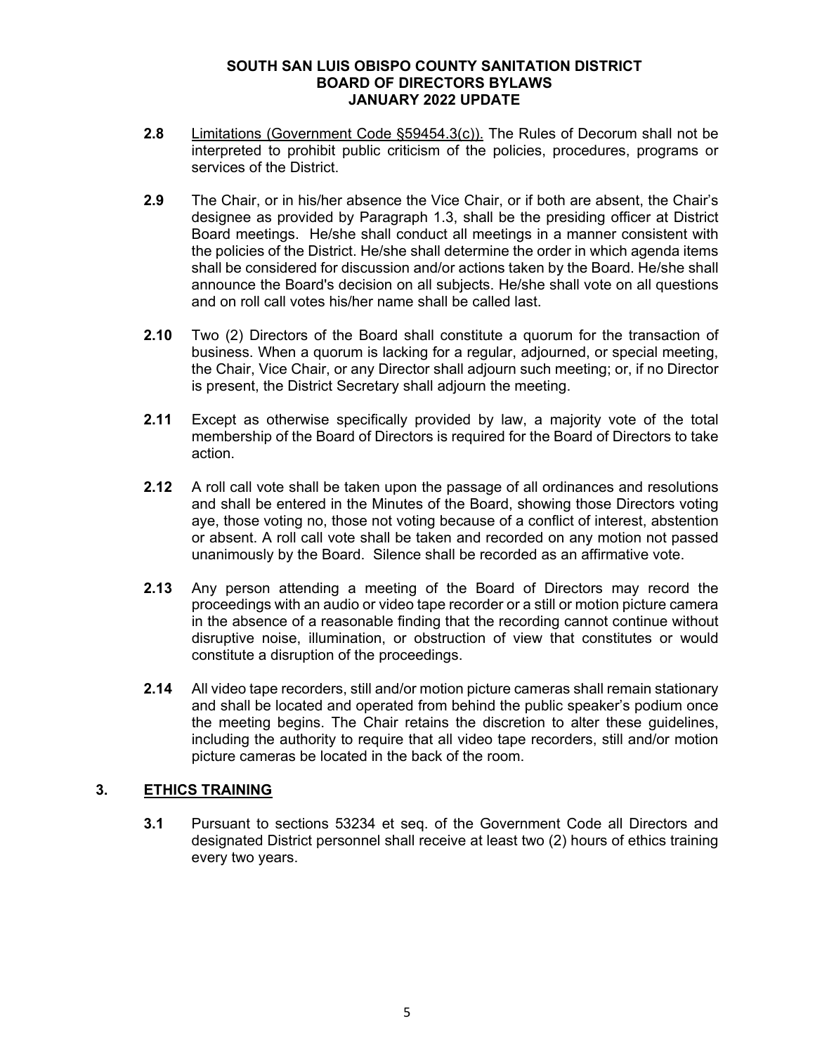**2.8** Limitations (Government Code §59454.3(c)). The Rules of Decorum shall not be interpreted to prohibit public criticism of the policies, procedures, programs or services of the District.

**2.9** The Chair, or in his/her absence the Vice Chair, or if both are absent, the Chair's designee as provided by Paragraph 1.3, shall be the presiding officer at District Board meetings. He/she shall conduct all meetings in a manner consistent with the policies of the District. He/she shall determine the order in which agenda items shall be considered for discussion and/or actions taken by the Board. He/she shall announce the Board's decision on all subjects. He/she shall vote on all questions and on roll call votes his/her name shall be called last.

**2.10** Two (2) Directors of the Board shall constitute a quorum for the transaction of business. When a quorum is lacking for a regular, adjourned, or special meeting, the Chair, Vice Chair, or any Director shall adjourn such meeting; or, if no Director is present, the District Secretary shall adjourn the meeting.

**2.11** Except as otherwise specifically provided by law, a majority vote of the total membership of the Board of Directors is required for the Board of Directors to take action.

**2.12** A roll call vote shall be taken upon the passage of all ordinances and resolutions and shall be entered in the Minutes of the Board, showing those Directors voting aye, those voting no, those not voting because of a conflict of interest, abstention or absent. A roll call vote shall be taken and recorded on any motion not passed unanimously by the Board. Silence shall be recorded as an affirmative vote.

**2.13** Any person attending a meeting of the Board of Directors may record the proceedings with an audio or video tape recorder or a still or motion picture camera in the absence of a reasonable finding that the recording cannot continue without disruptive noise, illumination, or obstruction of view that constitutes or would constitute a disruption of the proceedings.

**2.14** All video tape recorders, still and/or motion picture cameras shall remain stationary and shall be located and operated from behind the public speaker's podium once the meeting begins. The Chair retains the discretion to alter these guidelines, including the authority to require that all video tape recorders, still and/or motion picture cameras be located in the back of the room.

## 3. ETHICS TRAINING

**3.1** Pursuant to sections 53234 et seq. of the Government Code all Directors and designated District personnel shall receive at least two (2) hours of ethics training every two years.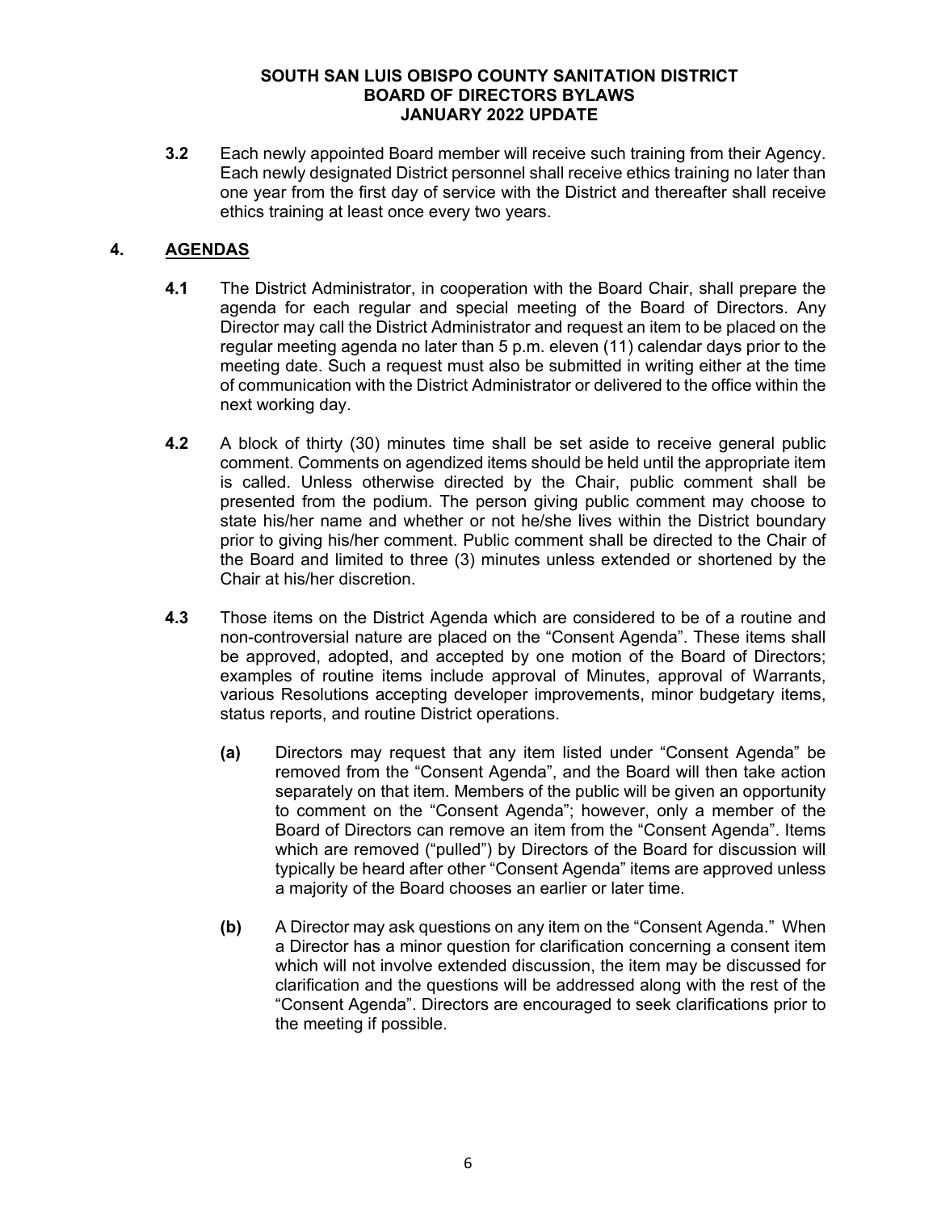**3.2** Each newly appointed Board member will receive such training from their Agency. Each newly designated District personnel shall receive ethics training no later than one year from the first day of service with the District and thereafter shall receive ethics training at least once every two years.

## 4. AGENDAS

**4.1** The District Administrator, in cooperation with the Board Chair, shall prepare the agenda for each regular and special meeting of the Board of Directors. Any Director may call the District Administrator and request an item to be placed on the regular meeting agenda no later than 5 p.m. eleven (11) calendar days prior to the meeting date. Such a request must also be submitted in writing either at the time of communication with the District Administrator or delivered to the office within the next working day.

**4.2** A block of thirty (30) minutes time shall be set aside to receive general public comment. Comments on agendized items should be held until the appropriate item is called. Unless otherwise directed by the Chair, public comment shall be presented from the podium. The person giving public comment may choose to state his/her name and whether or not he/she lives within the District boundary prior to giving his/her comment. Public comment shall be directed to the Chair of the Board and limited to three (3) minutes unless extended or shortened by the Chair at his/her discretion.

**4.3** Those items on the District Agenda which are considered to be of a routine and non-controversial nature are placed on the "Consent Agenda". These items shall be approved, adopted, and accepted by one motion of the Board of Directors; examples of routine items include approval of Minutes, approval of Warrants, various Resolutions accepting developer improvements, minor budgetary items, status reports, and routine District operations.

**(a)** Directors may request that any item listed under "Consent Agenda" be removed from the "Consent Agenda", and the Board will then take action separately on that item. Members of the public will be given an opportunity to comment on the "Consent Agenda"; however, only a member of the Board of Directors can remove an item from the "Consent Agenda". Items which are removed ("pulled") by Directors of the Board for discussion will typically be heard after other "Consent Agenda" items are approved unless a majority of the Board chooses an earlier or later time.

**(b)** A Director may ask questions on any item on the "Consent Agenda." When a Director has a minor question for clarification concerning a consent item which will not involve extended discussion, the item may be discussed for clarification and the questions will be addressed along with the rest of the "Consent Agenda". Directors are encouraged to seek clarifications prior to the meeting if possible.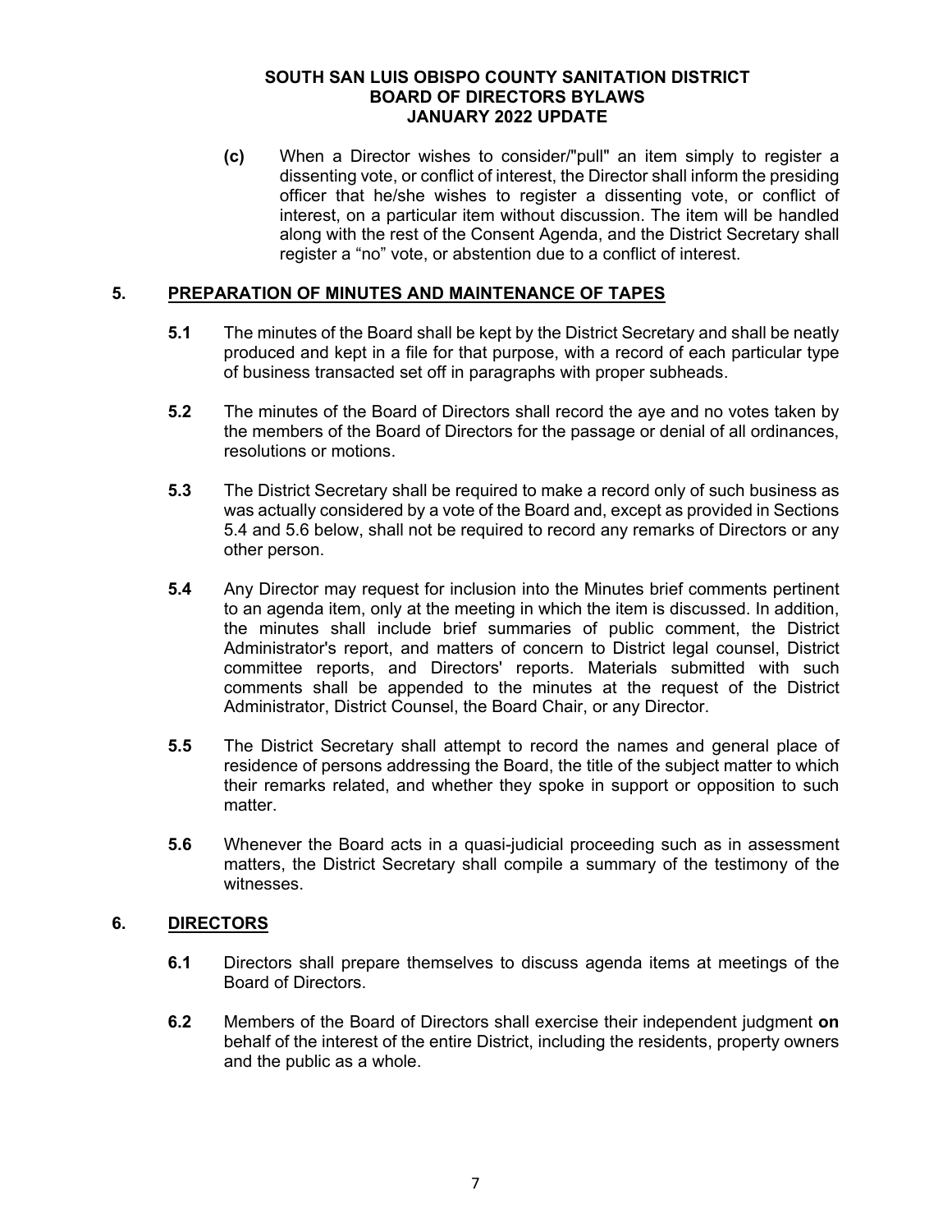**(c)** When a Director wishes to consider/"pull" an item simply to register a dissenting vote, or conflict of interest, the Director shall inform the presiding officer that he/she wishes to register a dissenting vote, or conflict of interest, on a particular item without discussion. The item will be handled along with the rest of the Consent Agenda, and the District Secretary shall register a "no" vote, or abstention due to a conflict of interest.

## 5. PREPARATION OF MINUTES AND MAINTENANCE OF TAPES

**5.1** The minutes of the Board shall be kept by the District Secretary and shall be neatly produced and kept in a file for that purpose, with a record of each particular type of business transacted set off in paragraphs with proper subheads.

**5.2** The minutes of the Board of Directors shall record the aye and no votes taken by the members of the Board of Directors for the passage or denial of all ordinances, resolutions or motions.

**5.3** The District Secretary shall be required to make a record only of such business as was actually considered by a vote of the Board and, except as provided in Sections 5.4 and 5.6 below, shall not be required to record any remarks of Directors or any other person.

**5.4** Any Director may request for inclusion into the Minutes brief comments pertinent to an agenda item, only at the meeting in which the item is discussed. In addition, the minutes shall include brief summaries of public comment, the District Administrator's report, and matters of concern to District legal counsel, District committee reports, and Directors' reports. Materials submitted with such comments shall be appended to the minutes at the request of the District Administrator, District Counsel, the Board Chair, or any Director.

**5.5** The District Secretary shall attempt to record the names and general place of residence of persons addressing the Board, the title of the subject matter to which their remarks related, and whether they spoke in support or opposition to such matter.

**5.6** Whenever the Board acts in a quasi-judicial proceeding such as in assessment matters, the District Secretary shall compile a summary of the testimony of the witnesses.

## 6. DIRECTORS

**6.1** Directors shall prepare themselves to discuss agenda items at meetings of the Board of Directors.

**6.2** Members of the Board of Directors shall exercise their independent judgment **on** behalf of the interest of the entire District, including the residents, property owners and the public as a whole.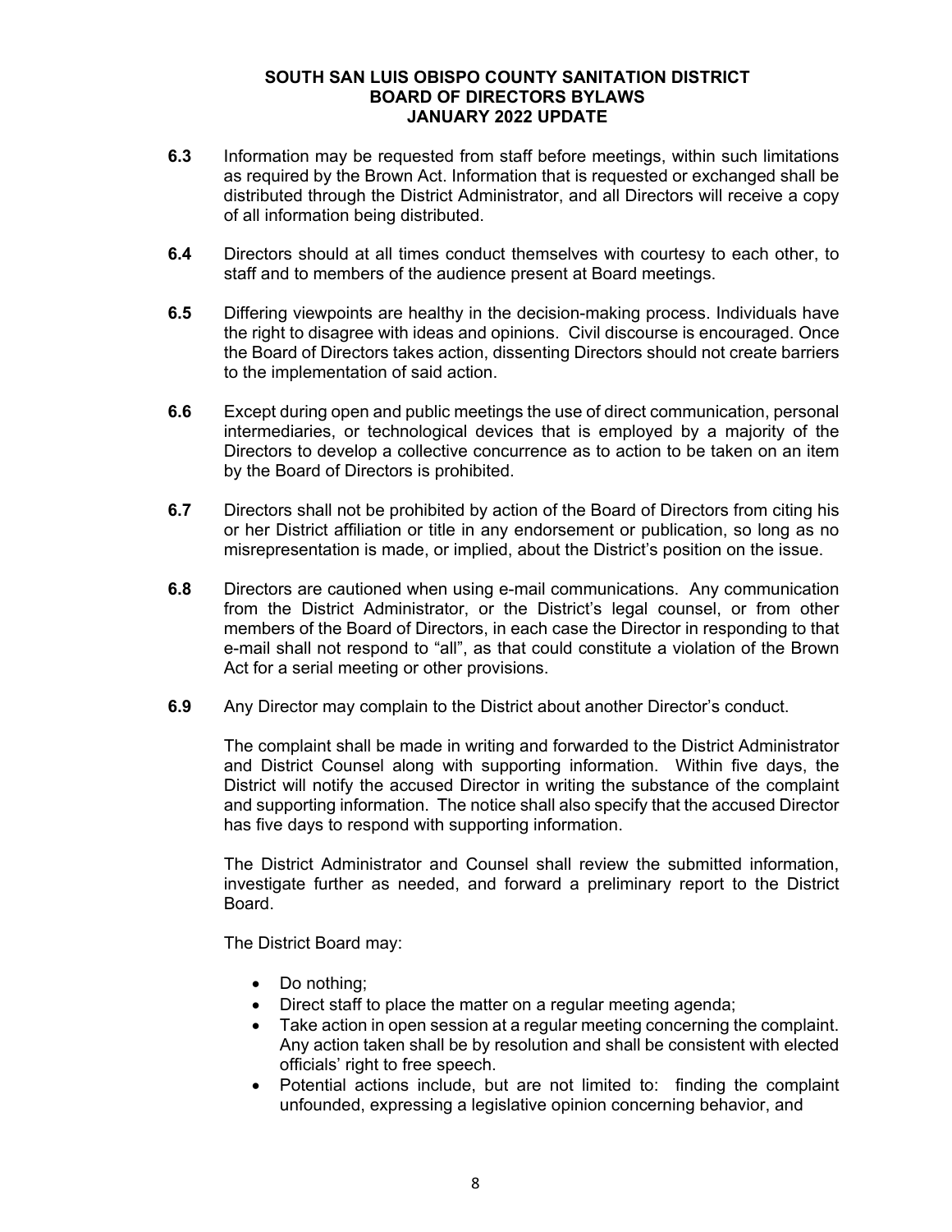**6.3** Information may be requested from staff before meetings, within such limitations as required by the Brown Act. Information that is requested or exchanged shall be distributed through the District Administrator, and all Directors will receive a copy of all information being distributed.

**6.4** Directors should at all times conduct themselves with courtesy to each other, to staff and to members of the audience present at Board meetings.

**6.5** Differing viewpoints are healthy in the decision-making process. Individuals have the right to disagree with ideas and opinions. Civil discourse is encouraged. Once the Board of Directors takes action, dissenting Directors should not create barriers to the implementation of said action.

**6.6** Except during open and public meetings the use of direct communication, personal intermediaries, or technological devices that is employed by a majority of the Directors to develop a collective concurrence as to action to be taken on an item by the Board of Directors is prohibited.

**6.7** Directors shall not be prohibited by action of the Board of Directors from citing his or her District affiliation or title in any endorsement or publication, so long as no misrepresentation is made, or implied, about the District's position on the issue.

**6.8** Directors are cautioned when using e-mail communications. Any communication from the District Administrator, or the District's legal counsel, or from other members of the Board of Directors, in each case the Director in responding to that e-mail shall not respond to "all", as that could constitute a violation of the Brown Act for a serial meeting or other provisions.

**6.9** Any Director may complain to the District about another Director's conduct.

The complaint shall be made in writing and forwarded to the District Administrator and District Counsel along with supporting information. Within five days, the District will notify the accused Director in writing the substance of the complaint and supporting information. The notice shall also specify that the accused Director has five days to respond with supporting information.

The District Administrator and Counsel shall review the submitted information, investigate further as needed, and forward a preliminary report to the District Board.

The District Board may:

- Do nothing;
- Direct staff to place the matter on a regular meeting agenda;
- Take action in open session at a regular meeting concerning the complaint. Any action taken shall be by resolution and shall be consistent with elected officials' right to free speech.
- Potential actions include, but are not limited to: finding the complaint unfounded, expressing a legislative opinion concerning behavior, and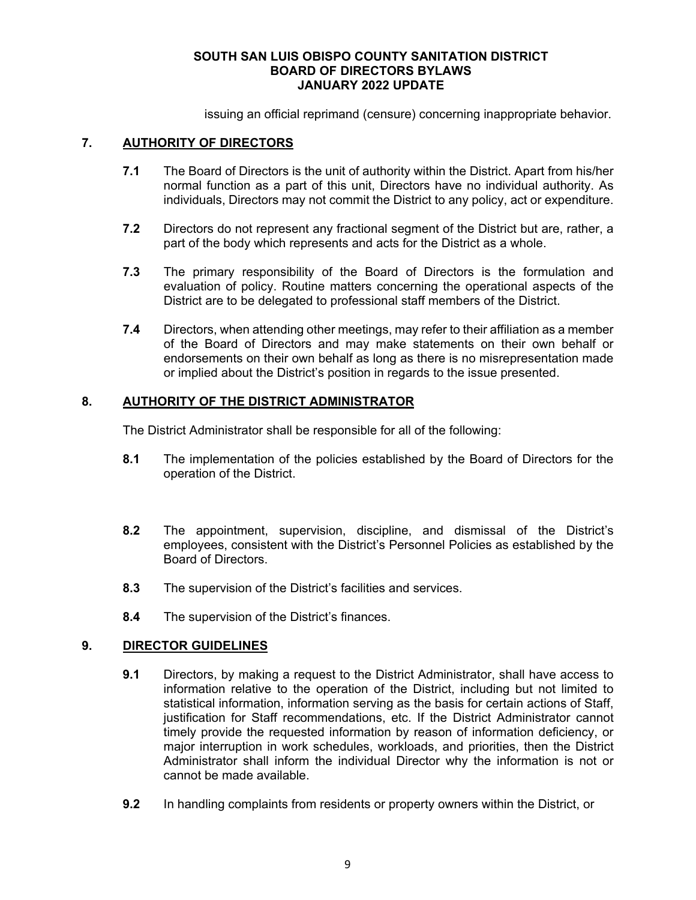issuing an official reprimand (censure) concerning inappropriate behavior.

## 7. AUTHORITY OF DIRECTORS

**7.1** The Board of Directors is the unit of authority within the District. Apart from his/her normal function as a part of this unit, Directors have no individual authority. As individuals, Directors may not commit the District to any policy, act or expenditure.

**7.2** Directors do not represent any fractional segment of the District but are, rather, a part of the body which represents and acts for the District as a whole.

**7.3** The primary responsibility of the Board of Directors is the formulation and evaluation of policy. Routine matters concerning the operational aspects of the District are to be delegated to professional staff members of the District.

**7.4** Directors, when attending other meetings, may refer to their affiliation as a member of the Board of Directors and may make statements on their own behalf or endorsements on their own behalf as long as there is no misrepresentation made or implied about the District's position in regards to the issue presented.

## 8. AUTHORITY OF THE DISTRICT ADMINISTRATOR

The District Administrator shall be responsible for all of the following:

**8.1** The implementation of the policies established by the Board of Directors for the operation of the District.

**8.2** The appointment, supervision, discipline, and dismissal of the District's employees, consistent with the District's Personnel Policies as established by the Board of Directors.

**8.3** The supervision of the District's facilities and services.

**8.4** The supervision of the District's finances.

## 9. DIRECTOR GUIDELINES

**9.1** Directors, by making a request to the District Administrator, shall have access to information relative to the operation of the District, including but not limited to statistical information, information serving as the basis for certain actions of Staff, justification for Staff recommendations, etc. If the District Administrator cannot timely provide the requested information by reason of information deficiency, or major interruption in work schedules, workloads, and priorities, then the District Administrator shall inform the individual Director why the information is not or cannot be made available.

**9.2** In handling complaints from residents or property owners within the District, or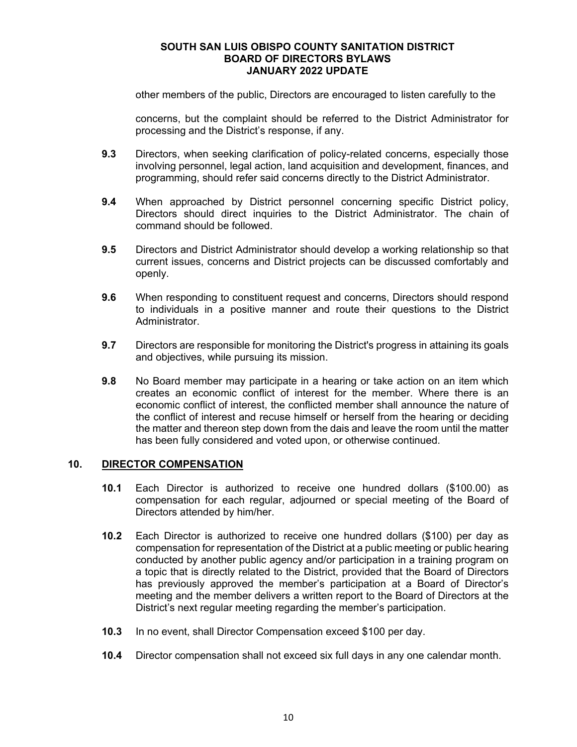other members of the public, Directors are encouraged to listen carefully to the

concerns, but the complaint should be referred to the District Administrator for processing and the District's response, if any.

**9.3** Directors, when seeking clarification of policy-related concerns, especially those involving personnel, legal action, land acquisition and development, finances, and programming, should refer said concerns directly to the District Administrator.

**9.4** When approached by District personnel concerning specific District policy, Directors should direct inquiries to the District Administrator. The chain of command should be followed.

**9.5** Directors and District Administrator should develop a working relationship so that current issues, concerns and District projects can be discussed comfortably and openly.

**9.6** When responding to constituent request and concerns, Directors should respond to individuals in a positive manner and route their questions to the District Administrator.

**9.7** Directors are responsible for monitoring the District's progress in attaining its goals and objectives, while pursuing its mission.

**9.8** No Board member may participate in a hearing or take action on an item which creates an economic conflict of interest for the member. Where there is an economic conflict of interest, the conflicted member shall announce the nature of the conflict of interest and recuse himself or herself from the hearing or deciding the matter and thereon step down from the dais and leave the room until the matter has been fully considered and voted upon, or otherwise continued.

## 10. <u>DIRECTOR COMPENSATION</u>

**10.1** Each Director is authorized to receive one hundred dollars ($100.00) as compensation for each regular, adjourned or special meeting of the Board of Directors attended by him/her.

**10.2** Each Director is authorized to receive one hundred dollars ($100) per day as compensation for representation of the District at a public meeting or public hearing conducted by another public agency and/or participation in a training program on a topic that is directly related to the District, provided that the Board of Directors has previously approved the member's participation at a Board of Director's meeting and the member delivers a written report to the Board of Directors at the District's next regular meeting regarding the member's participation.

**10.3** In no event, shall Director Compensation exceed $100 per day.

**10.4** Director compensation shall not exceed six full days in any one calendar month.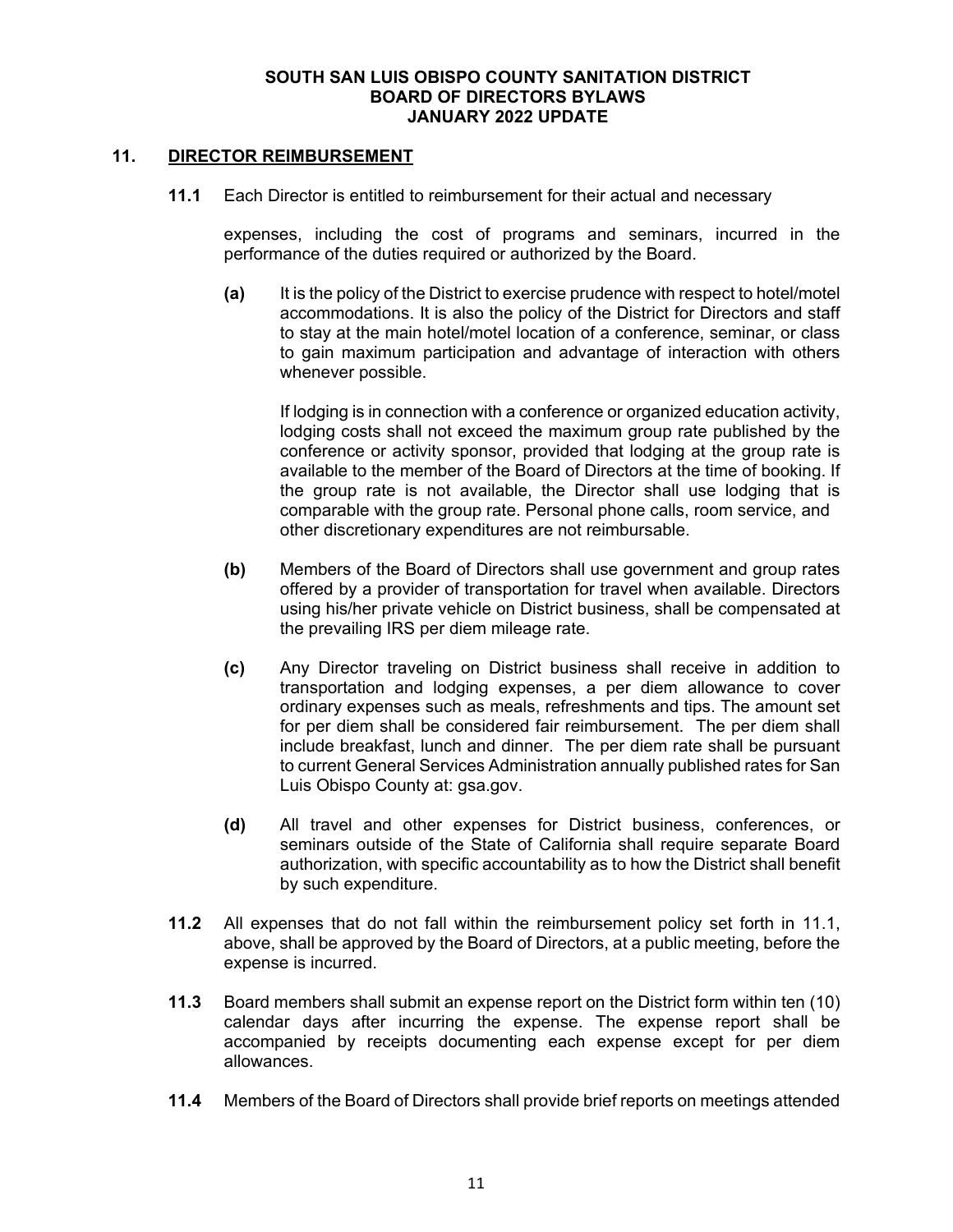## 11. DIRECTOR REIMBURSEMENT

**11.1** Each Director is entitled to reimbursement for their actual and necessary expenses, including the cost of programs and seminars, incurred in the performance of the duties required or authorized by the Board.

**(a)** It is the policy of the District to exercise prudence with respect to hotel/motel accommodations. It is also the policy of the District for Directors and staff to stay at the main hotel/motel location of a conference, seminar, or class to gain maximum participation and advantage of interaction with others whenever possible.

If lodging is in connection with a conference or organized education activity, lodging costs shall not exceed the maximum group rate published by the conference or activity sponsor, provided that lodging at the group rate is available to the member of the Board of Directors at the time of booking. If the group rate is not available, the Director shall use lodging that is comparable with the group rate. Personal phone calls, room service, and other discretionary expenditures are not reimbursable.

**(b)** Members of the Board of Directors shall use government and group rates offered by a provider of transportation for travel when available. Directors using his/her private vehicle on District business, shall be compensated at the prevailing IRS per diem mileage rate.

**(c)** Any Director traveling on District business shall receive in addition to transportation and lodging expenses, a per diem allowance to cover ordinary expenses such as meals, refreshments and tips. The amount set for per diem shall be considered fair reimbursement. The per diem shall include breakfast, lunch and dinner. The per diem rate shall be pursuant to current General Services Administration annually published rates for San Luis Obispo County at: gsa.gov.

**(d)** All travel and other expenses for District business, conferences, or seminars outside of the State of California shall require separate Board authorization, with specific accountability as to how the District shall benefit by such expenditure.

**11.2** All expenses that do not fall within the reimbursement policy set forth in 11.1, above, shall be approved by the Board of Directors, at a public meeting, before the expense is incurred.

**11.3** Board members shall submit an expense report on the District form within ten (10) calendar days after incurring the expense. The expense report shall be accompanied by receipts documenting each expense except for per diem allowances.

**11.4** Members of the Board of Directors shall provide brief reports on meetings attended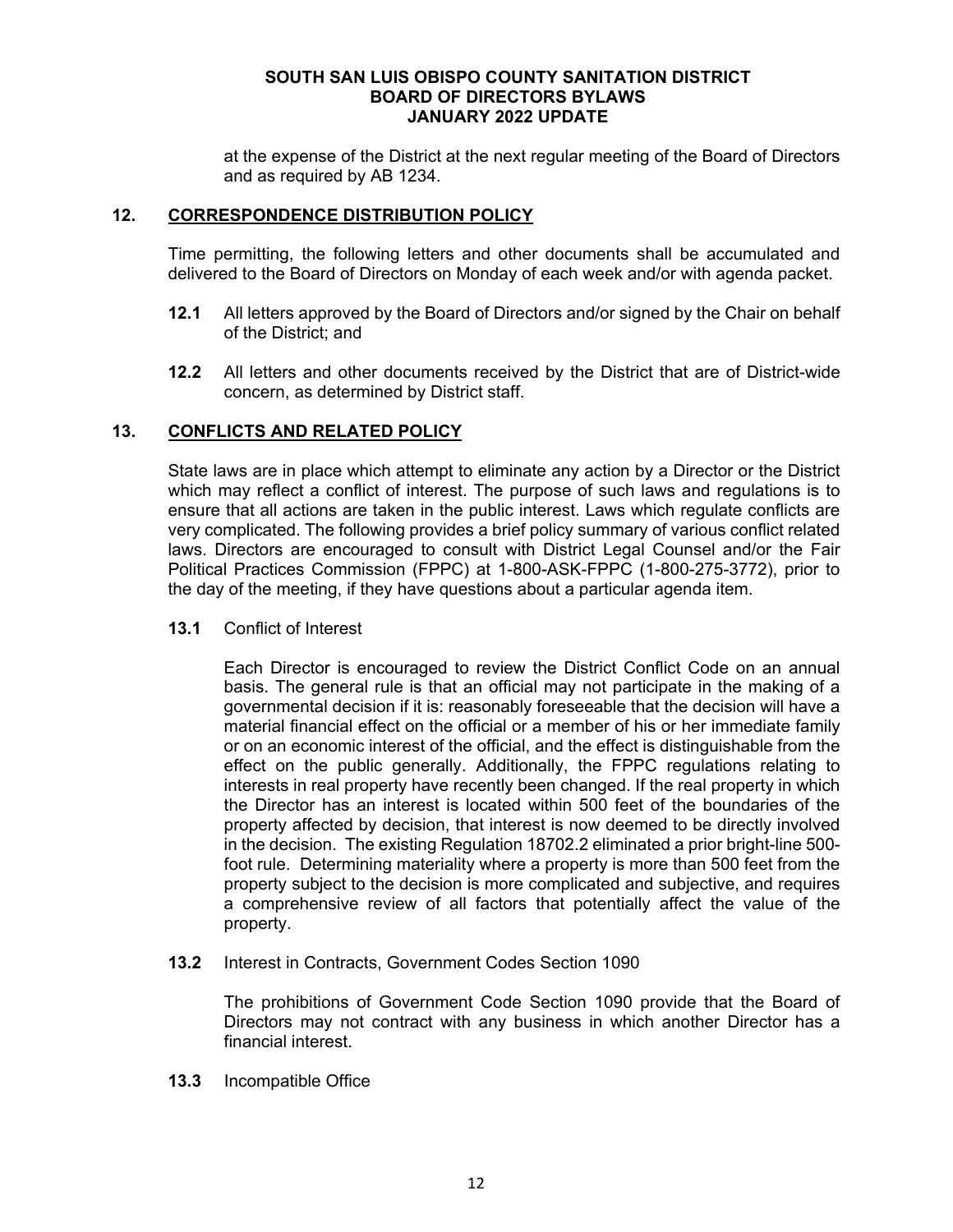at the expense of the District at the next regular meeting of the Board of Directors and as required by AB 1234.

## 12. CORRESPONDENCE DISTRIBUTION POLICY

Time permitting, the following letters and other documents shall be accumulated and delivered to the Board of Directors on Monday of each week and/or with agenda packet.

**12.1** All letters approved by the Board of Directors and/or signed by the Chair on behalf of the District; and

**12.2** All letters and other documents received by the District that are of District-wide concern, as determined by District staff.

## 13. CONFLICTS AND RELATED POLICY

State laws are in place which attempt to eliminate any action by a Director or the District which may reflect a conflict of interest. The purpose of such laws and regulations is to ensure that all actions are taken in the public interest. Laws which regulate conflicts are very complicated. The following provides a brief policy summary of various conflict related laws. Directors are encouraged to consult with District Legal Counsel and/or the Fair Political Practices Commission (FPPC) at 1-800-ASK-FPPC (1-800-275-3772), prior to the day of the meeting, if they have questions about a particular agenda item.

**13.1** Conflict of Interest

Each Director is encouraged to review the District Conflict Code on an annual basis. The general rule is that an official may not participate in the making of a governmental decision if it is: reasonably foreseeable that the decision will have a material financial effect on the official or a member of his or her immediate family or on an economic interest of the official, and the effect is distinguishable from the effect on the public generally. Additionally, the FPPC regulations relating to interests in real property have recently been changed. If the real property in which the Director has an interest is located within 500 feet of the boundaries of the property affected by decision, that interest is now deemed to be directly involved in the decision. The existing Regulation 18702.2 eliminated a prior bright-line 500-foot rule. Determining materiality where a property is more than 500 feet from the property subject to the decision is more complicated and subjective, and requires a comprehensive review of all factors that potentially affect the value of the property.

**13.2** Interest in Contracts, Government Codes Section 1090

The prohibitions of Government Code Section 1090 provide that the Board of Directors may not contract with any business in which another Director has a financial interest.

**13.3** Incompatible Office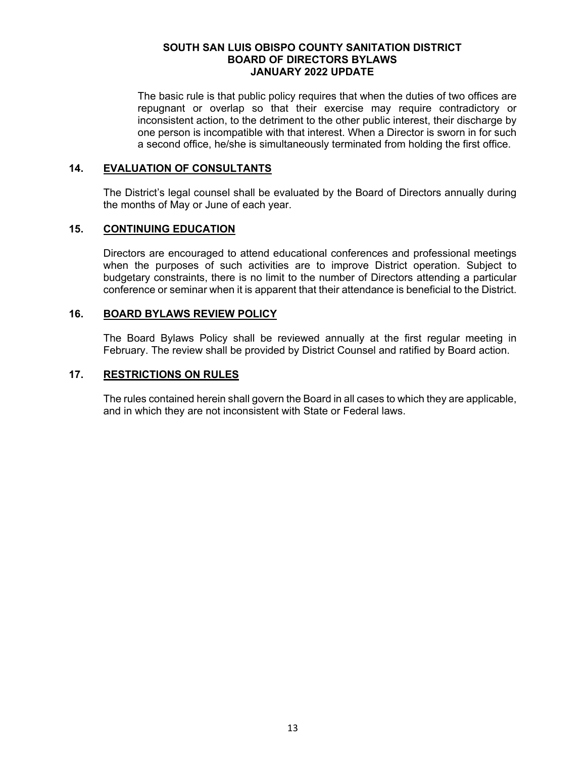The basic rule is that public policy requires that when the duties of two offices are repugnant or overlap so that their exercise may require contradictory or inconsistent action, to the detriment to the other public interest, their discharge by one person is incompatible with that interest. When a Director is sworn in for such a second office, he/she is simultaneously terminated from holding the first office.

## 14. EVALUATION OF CONSULTANTS

The District's legal counsel shall be evaluated by the Board of Directors annually during the months of May or June of each year.

## 15. CONTINUING EDUCATION

Directors are encouraged to attend educational conferences and professional meetings when the purposes of such activities are to improve District operation. Subject to budgetary constraints, there is no limit to the number of Directors attending a particular conference or seminar when it is apparent that their attendance is beneficial to the District.

## 16. BOARD BYLAWS REVIEW POLICY

The Board Bylaws Policy shall be reviewed annually at the first regular meeting in February. The review shall be provided by District Counsel and ratified by Board action.

## 17. RESTRICTIONS ON RULES

The rules contained herein shall govern the Board in all cases to which they are applicable, and in which they are not inconsistent with State or Federal laws.